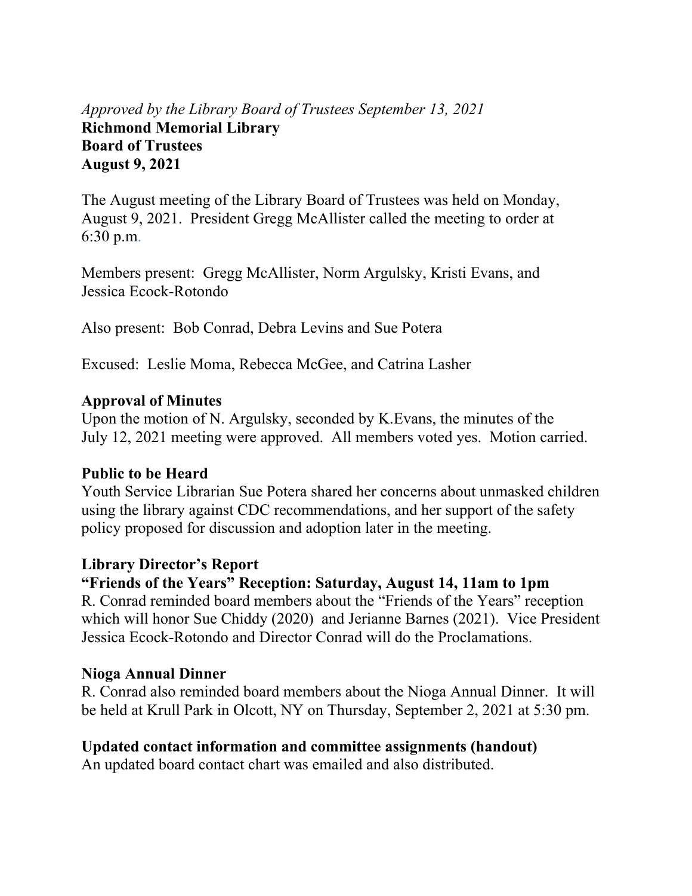*Approved by the Library Board of Trustees September 13, 2021*

**Richmond Memorial Library**
**Board of Trustees**
**August 9, 2021**

The August meeting of the Library Board of Trustees was held on Monday, August 9, 2021. President Gregg McAllister called the meeting to order at 6:30 p.m.

Members present: Gregg McAllister, Norm Argulsky, Kristi Evans, and Jessica Ecock-Rotondo

Also present: Bob Conrad, Debra Levins and Sue Potera

Excused: Leslie Moma, Rebecca McGee, and Catrina Lasher

**Approval of Minutes**

Upon the motion of N. Argulsky, seconded by K.Evans, the minutes of the July 12, 2021 meeting were approved. All members voted yes. Motion carried.

**Public to be Heard**

Youth Service Librarian Sue Potera shared her concerns about unmasked children using the library against CDC recommendations, and her support of the safety policy proposed for discussion and adoption later in the meeting.

**Library Director's Report**

**"Friends of the Years" Reception: Saturday, August 14, 11am to 1pm**

R. Conrad reminded board members about the "Friends of the Years" reception which will honor Sue Chiddy (2020) and Jerianne Barnes (2021). Vice President Jessica Ecock-Rotondo and Director Conrad will do the Proclamations.

**Nioga Annual Dinner**

R. Conrad also reminded board members about the Nioga Annual Dinner. It will be held at Krull Park in Olcott, NY on Thursday, September 2, 2021 at 5:30 pm.

**Updated contact information and committee assignments (handout)**

An updated board contact chart was emailed and also distributed.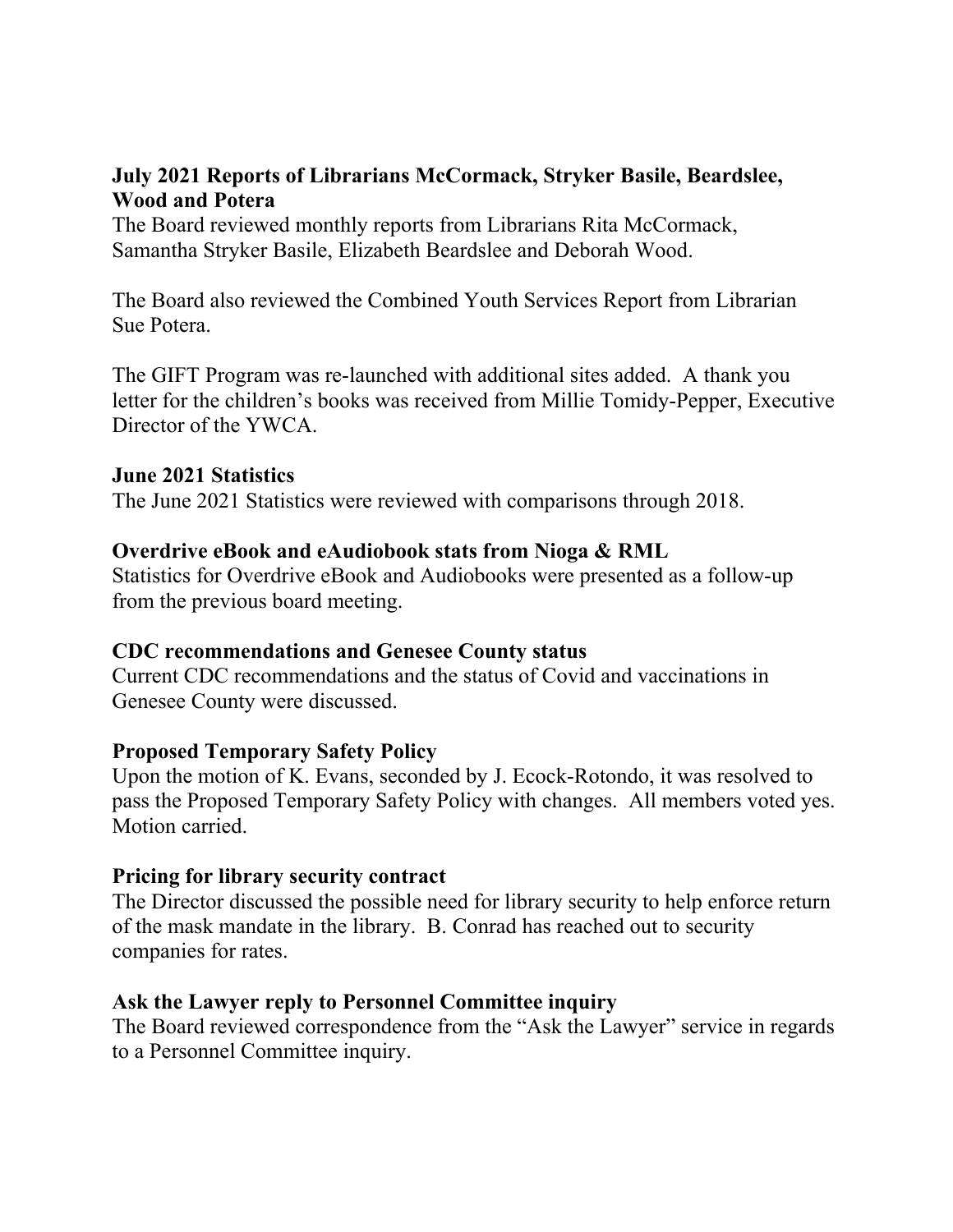**July 2021 Reports of Librarians McCormack, Stryker Basile, Beardslee, Wood and Potera**

The Board reviewed monthly reports from Librarians Rita McCormack, Samantha Stryker Basile, Elizabeth Beardslee and Deborah Wood.

The Board also reviewed the Combined Youth Services Report from Librarian Sue Potera.

The GIFT Program was re-launched with additional sites added. A thank you letter for the children's books was received from Millie Tomidy-Pepper, Executive Director of the YWCA.

**June 2021 Statistics**

The June 2021 Statistics were reviewed with comparisons through 2018.

**Overdrive eBook and eAudiobook stats from Nioga & RML**

Statistics for Overdrive eBook and Audiobooks were presented as a follow-up from the previous board meeting.

**CDC recommendations and Genesee County status**

Current CDC recommendations and the status of Covid and vaccinations in Genesee County were discussed.

**Proposed Temporary Safety Policy**

Upon the motion of K. Evans, seconded by J. Ecock-Rotondo, it was resolved to pass the Proposed Temporary Safety Policy with changes. All members voted yes. Motion carried.

**Pricing for library security contract**

The Director discussed the possible need for library security to help enforce return of the mask mandate in the library. B. Conrad has reached out to security companies for rates.

**Ask the Lawyer reply to Personnel Committee inquiry**

The Board reviewed correspondence from the "Ask the Lawyer" service in regards to a Personnel Committee inquiry.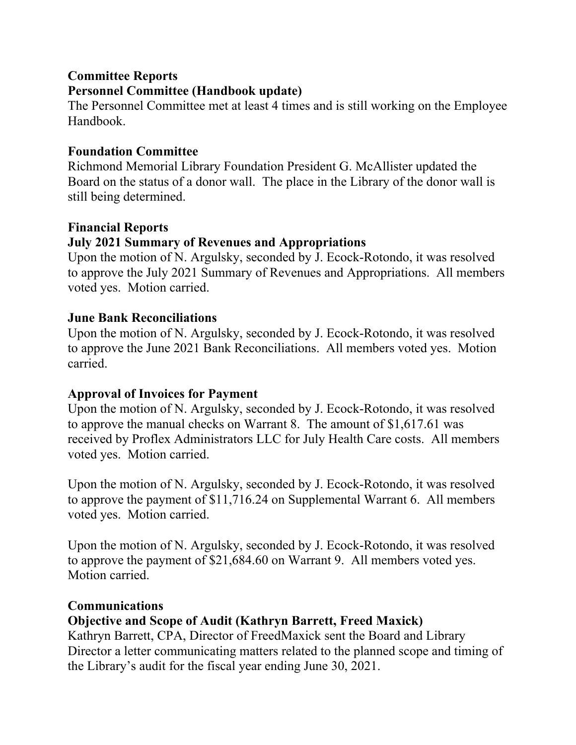## Committee Reports

### Personnel Committee (Handbook update)

The Personnel Committee met at least 4 times and is still working on the Employee Handbook.

### Foundation Committee

Richmond Memorial Library Foundation President G. McAllister updated the Board on the status of a donor wall. The place in the Library of the donor wall is still being determined.

## Financial Reports

### July 2021 Summary of Revenues and Appropriations

Upon the motion of N. Argulsky, seconded by J. Ecock-Rotondo, it was resolved to approve the July 2021 Summary of Revenues and Appropriations. All members voted yes. Motion carried.

### June Bank Reconciliations

Upon the motion of N. Argulsky, seconded by J. Ecock-Rotondo, it was resolved to approve the June 2021 Bank Reconciliations. All members voted yes. Motion carried.

### Approval of Invoices for Payment

Upon the motion of N. Argulsky, seconded by J. Ecock-Rotondo, it was resolved to approve the manual checks on Warrant 8. The amount of $1,617.61 was received by Proflex Administrators LLC for July Health Care costs. All members voted yes. Motion carried.

Upon the motion of N. Argulsky, seconded by J. Ecock-Rotondo, it was resolved to approve the payment of $11,716.24 on Supplemental Warrant 6. All members voted yes. Motion carried.

Upon the motion of N. Argulsky, seconded by J. Ecock-Rotondo, it was resolved to approve the payment of $21,684.60 on Warrant 9. All members voted yes. Motion carried.

## Communications

### Objective and Scope of Audit (Kathryn Barrett, Freed Maxick)

Kathryn Barrett, CPA, Director of FreedMaxick sent the Board and Library Director a letter communicating matters related to the planned scope and timing of the Library's audit for the fiscal year ending June 30, 2021.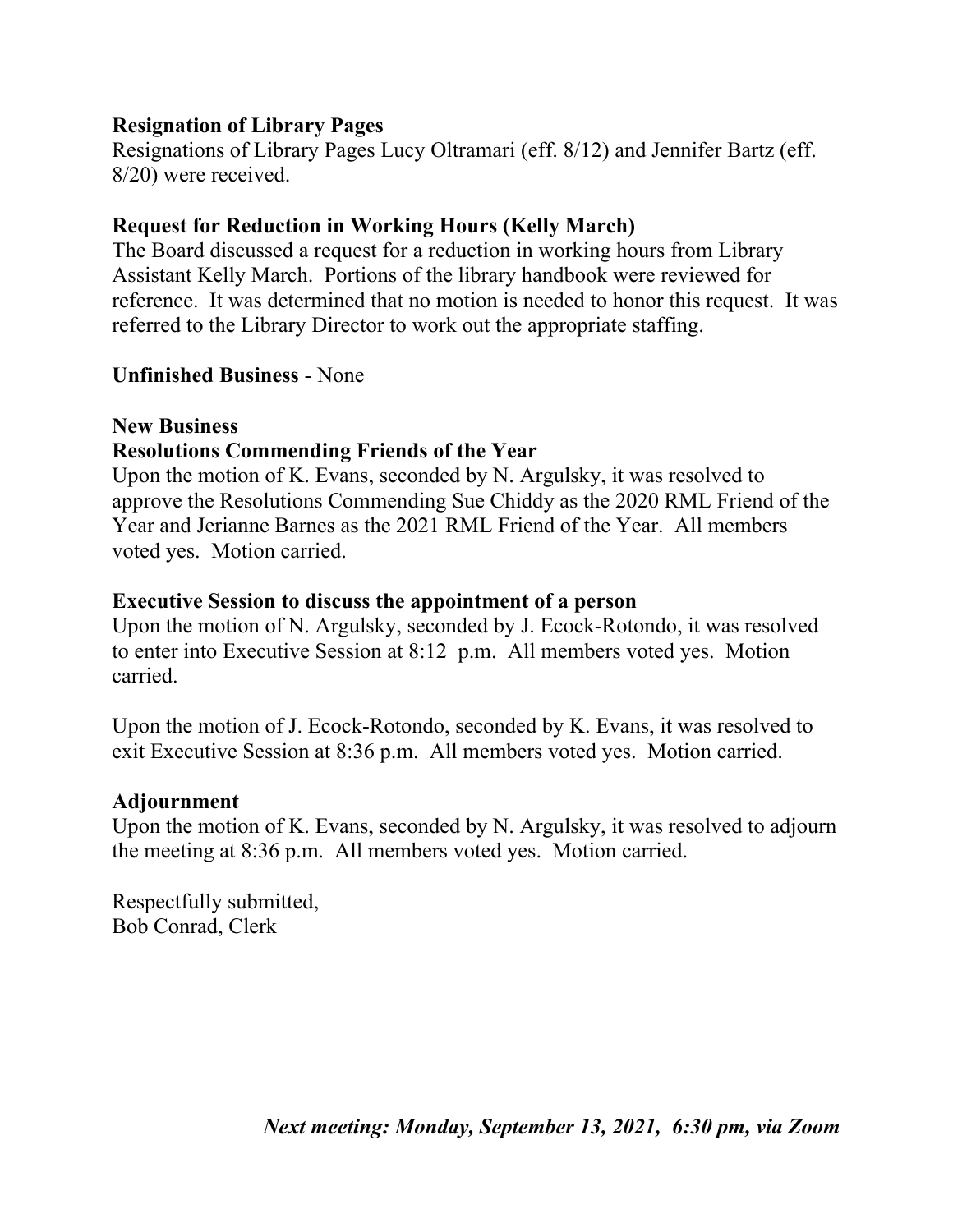**Resignation of Library Pages**
Resignations of Library Pages Lucy Oltramari (eff. 8/12) and Jennifer Bartz (eff. 8/20) were received.

**Request for Reduction in Working Hours (Kelly March)**
The Board discussed a request for a reduction in working hours from Library Assistant Kelly March. Portions of the library handbook were reviewed for reference. It was determined that no motion is needed to honor this request. It was referred to the Library Director to work out the appropriate staffing.

**Unfinished Business** - None

**New Business**

**Resolutions Commending Friends of the Year**
Upon the motion of K. Evans, seconded by N. Argulsky, it was resolved to approve the Resolutions Commending Sue Chiddy as the 2020 RML Friend of the Year and Jerianne Barnes as the 2021 RML Friend of the Year. All members voted yes. Motion carried.

**Executive Session to discuss the appointment of a person**
Upon the motion of N. Argulsky, seconded by J. Ecock-Rotondo, it was resolved to enter into Executive Session at 8:12 p.m. All members voted yes. Motion carried.

Upon the motion of J. Ecock-Rotondo, seconded by K. Evans, it was resolved to exit Executive Session at 8:36 p.m. All members voted yes. Motion carried.

**Adjournment**
Upon the motion of K. Evans, seconded by N. Argulsky, it was resolved to adjourn the meeting at 8:36 p.m. All members voted yes. Motion carried.

Respectfully submitted,
Bob Conrad, Clerk

***Next meeting: Monday, September 13, 2021, 6:30 pm, via Zoom***